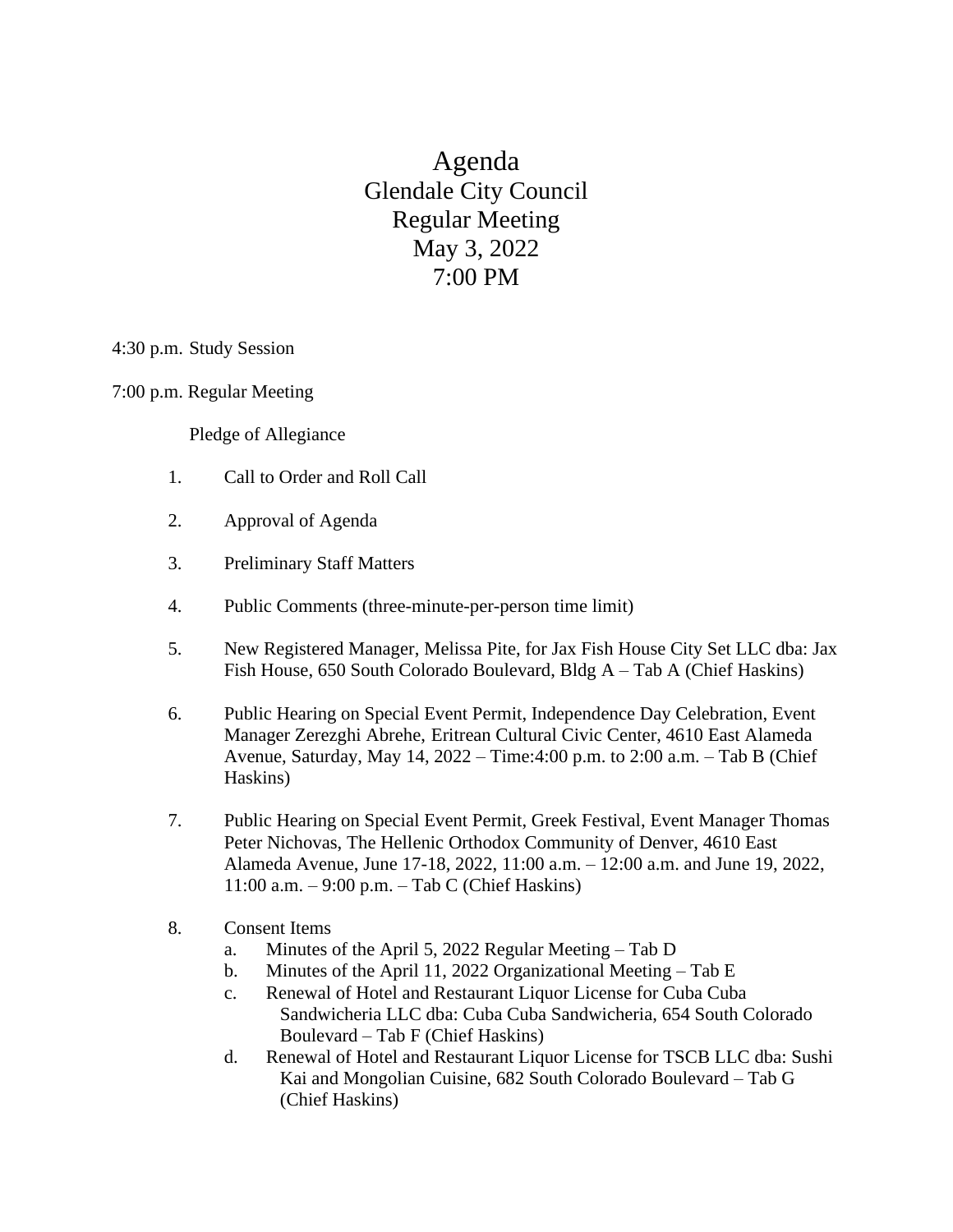# Agenda
# Glendale City Council
# Regular Meeting
# May 3, 2022
# 7:00 PM

4:30 p.m. Study Session

7:00 p.m. Regular Meeting

Pledge of Allegiance

1. Call to Order and Roll Call

2. Approval of Agenda

3. Preliminary Staff Matters

4. Public Comments (three-minute-per-person time limit)

5. New Registered Manager, Melissa Pite, for Jax Fish House City Set LLC dba: Jax Fish House, 650 South Colorado Boulevard, Bldg A – Tab A (Chief Haskins)

6. Public Hearing on Special Event Permit, Independence Day Celebration, Event Manager Zerezghi Abrehe, Eritrean Cultural Civic Center, 4610 East Alameda Avenue, Saturday, May 14, 2022 – Time:4:00 p.m. to 2:00 a.m. – Tab B (Chief Haskins)

7. Public Hearing on Special Event Permit, Greek Festival, Event Manager Thomas Peter Nichovas, The Hellenic Orthodox Community of Denver, 4610 East Alameda Avenue, June 17-18, 2022, 11:00 a.m. – 12:00 a.m. and June 19, 2022, 11:00 a.m. – 9:00 p.m. – Tab C (Chief Haskins)

8. Consent Items
   a. Minutes of the April 5, 2022 Regular Meeting – Tab D
   b. Minutes of the April 11, 2022 Organizational Meeting – Tab E
   c. Renewal of Hotel and Restaurant Liquor License for Cuba Cuba Sandwicheria LLC dba: Cuba Cuba Sandwicheria, 654 South Colorado Boulevard – Tab F (Chief Haskins)
   d. Renewal of Hotel and Restaurant Liquor License for TSCB LLC dba: Sushi Kai and Mongolian Cuisine, 682 South Colorado Boulevard – Tab G (Chief Haskins)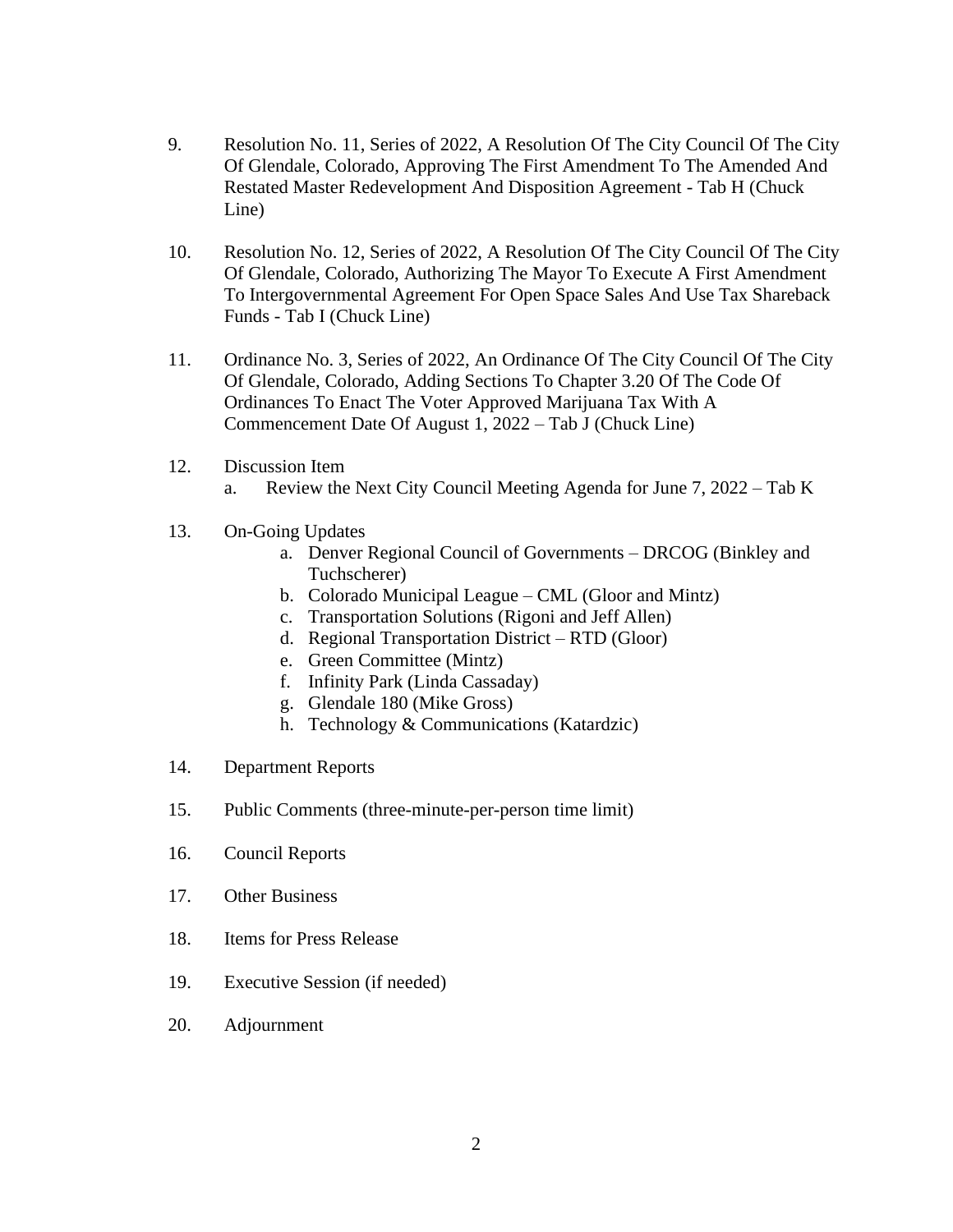9. Resolution No. 11, Series of 2022, A Resolution Of The City Council Of The City Of Glendale, Colorado, Approving The First Amendment To The Amended And Restated Master Redevelopment And Disposition Agreement - Tab H (Chuck Line)

10. Resolution No. 12, Series of 2022, A Resolution Of The City Council Of The City Of Glendale, Colorado, Authorizing The Mayor To Execute A First Amendment To Intergovernmental Agreement For Open Space Sales And Use Tax Shareback Funds - Tab I (Chuck Line)

11. Ordinance No. 3, Series of 2022, An Ordinance Of The City Council Of The City Of Glendale, Colorado, Adding Sections To Chapter 3.20 Of The Code Of Ordinances To Enact The Voter Approved Marijuana Tax With A Commencement Date Of August 1, 2022 – Tab J (Chuck Line)

12. Discussion Item
    a. Review the Next City Council Meeting Agenda for June 7, 2022 – Tab K

13. On-Going Updates
    a. Denver Regional Council of Governments – DRCOG (Binkley and Tuchscherer)
    b. Colorado Municipal League – CML (Gloor and Mintz)
    c. Transportation Solutions (Rigoni and Jeff Allen)
    d. Regional Transportation District – RTD (Gloor)
    e. Green Committee (Mintz)
    f. Infinity Park (Linda Cassaday)
    g. Glendale 180 (Mike Gross)
    h. Technology & Communications (Katardzic)

14. Department Reports

15. Public Comments (three-minute-per-person time limit)

16. Council Reports

17. Other Business

18. Items for Press Release

19. Executive Session (if needed)

20. Adjournment